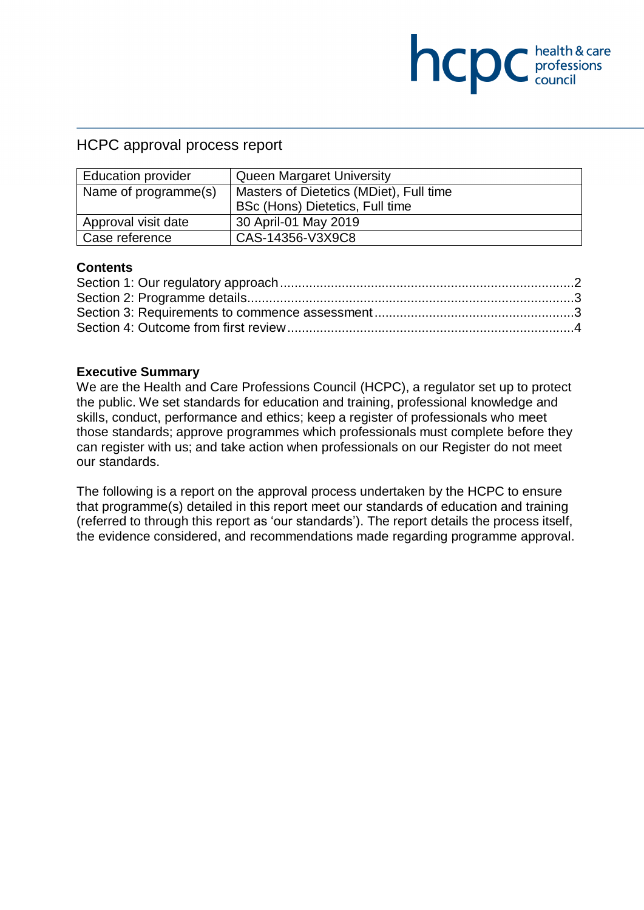# HCPC approval process report

| Education provider | Queen Margaret University |
|---|---|
| Name of programme(s) | Masters of Dietetics (MDiet), Full time<br>BSc (Hons) Dietetics, Full time |
| Approval visit date | 30 April-01 May 2019 |
| Case reference | CAS-14356-V3X9C8 |

## Contents

Section 1: Our regulatory approach ........................................ 2
Section 2: Programme details ................................................ 3
Section 3: Requirements to commence assessment ...................... 3
Section 4: Outcome from first review ....................................... 4

## Executive Summary

We are the Health and Care Professions Council (HCPC), a regulator set up to protect the public. We set standards for education and training, professional knowledge and skills, conduct, performance and ethics; keep a register of professionals who meet those standards; approve programmes which professionals must complete before they can register with us; and take action when professionals on our Register do not meet our standards.

The following is a report on the approval process undertaken by the HCPC to ensure that programme(s) detailed in this report meet our standards of education and training (referred to through this report as 'our standards'). The report details the process itself, the evidence considered, and recommendations made regarding programme approval.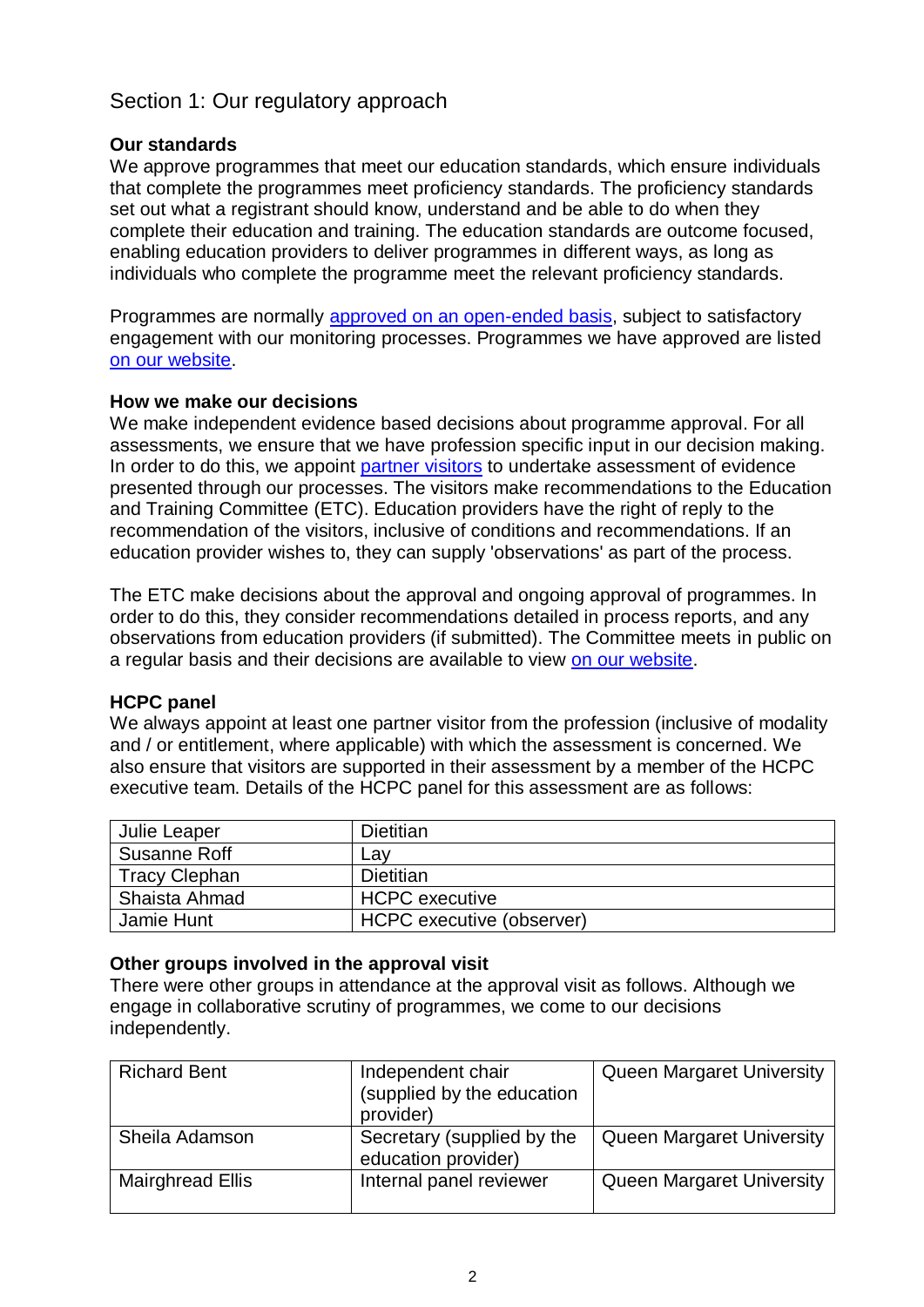## Section 1: Our regulatory approach

### Our standards

We approve programmes that meet our education standards, which ensure individuals that complete the programmes meet proficiency standards. The proficiency standards set out what a registrant should know, understand and be able to do when they complete their education and training. The education standards are outcome focused, enabling education providers to deliver programmes in different ways, as long as individuals who complete the programme meet the relevant proficiency standards.

Programmes are normally approved on an open-ended basis, subject to satisfactory engagement with our monitoring processes. Programmes we have approved are listed on our website.

### How we make our decisions

We make independent evidence based decisions about programme approval. For all assessments, we ensure that we have profession specific input in our decision making. In order to do this, we appoint partner visitors to undertake assessment of evidence presented through our processes. The visitors make recommendations to the Education and Training Committee (ETC). Education providers have the right of reply to the recommendation of the visitors, inclusive of conditions and recommendations. If an education provider wishes to, they can supply 'observations' as part of the process.

The ETC make decisions about the approval and ongoing approval of programmes. In order to do this, they consider recommendations detailed in process reports, and any observations from education providers (if submitted). The Committee meets in public on a regular basis and their decisions are available to view on our website.

### HCPC panel

We always appoint at least one partner visitor from the profession (inclusive of modality and / or entitlement, where applicable) with which the assessment is concerned. We also ensure that visitors are supported in their assessment by a member of the HCPC executive team. Details of the HCPC panel for this assessment are as follows:

| | |
|---|---|
| Julie Leaper | Dietitian |
| Susanne Roff | Lay |
| Tracy Clephan | Dietitian |
| Shaista Ahmad | HCPC executive |
| Jamie Hunt | HCPC executive (observer) |

### Other groups involved in the approval visit

There were other groups in attendance at the approval visit as follows. Although we engage in collaborative scrutiny of programmes, we come to our decisions independently.

| | | |
|---|---|---|
| Richard Bent | Independent chair (supplied by the education provider) | Queen Margaret University |
| Sheila Adamson | Secretary (supplied by the education provider) | Queen Margaret University |
| Mairghread Ellis | Internal panel reviewer | Queen Margaret University |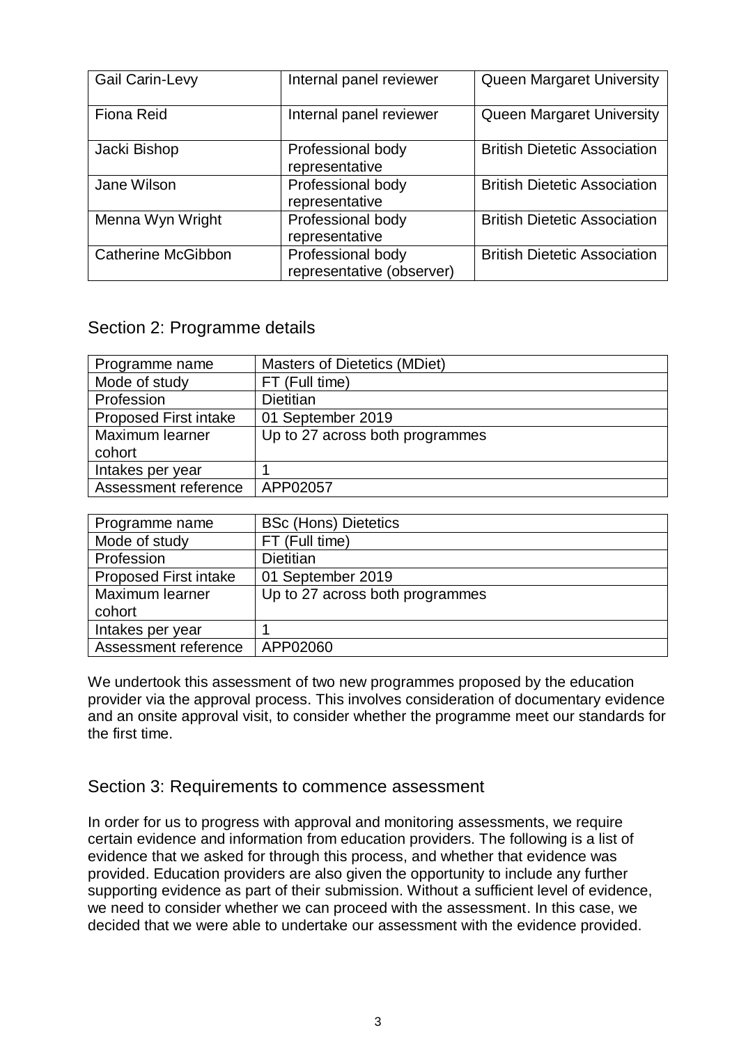| Gail Carin-Levy | Internal panel reviewer | Queen Margaret University |
|---|---|---|
| Fiona Reid | Internal panel reviewer | Queen Margaret University |
| Jacki Bishop | Professional body representative | British Dietetic Association |
| Jane Wilson | Professional body representative | British Dietetic Association |
| Menna Wyn Wright | Professional body representative | British Dietetic Association |
| Catherine McGibbon | Professional body representative (observer) | British Dietetic Association |

## Section 2: Programme details

| Programme name | Masters of Dietetics (MDiet) |
|---|---|
| Mode of study | FT (Full time) |
| Profession | Dietitian |
| Proposed First intake | 01 September 2019 |
| Maximum learner cohort | Up to 27 across both programmes |
| Intakes per year | 1 |
| Assessment reference | APP02057 |

| Programme name | BSc (Hons) Dietetics |
|---|---|
| Mode of study | FT (Full time) |
| Profession | Dietitian |
| Proposed First intake | 01 September 2019 |
| Maximum learner cohort | Up to 27 across both programmes |
| Intakes per year | 1 |
| Assessment reference | APP02060 |

We undertook this assessment of two new programmes proposed by the education provider via the approval process. This involves consideration of documentary evidence and an onsite approval visit, to consider whether the programme meet our standards for the first time.

## Section 3: Requirements to commence assessment

In order for us to progress with approval and monitoring assessments, we require certain evidence and information from education providers. The following is a list of evidence that we asked for through this process, and whether that evidence was provided. Education providers are also given the opportunity to include any further supporting evidence as part of their submission. Without a sufficient level of evidence, we need to consider whether we can proceed with the assessment. In this case, we decided that we were able to undertake our assessment with the evidence provided.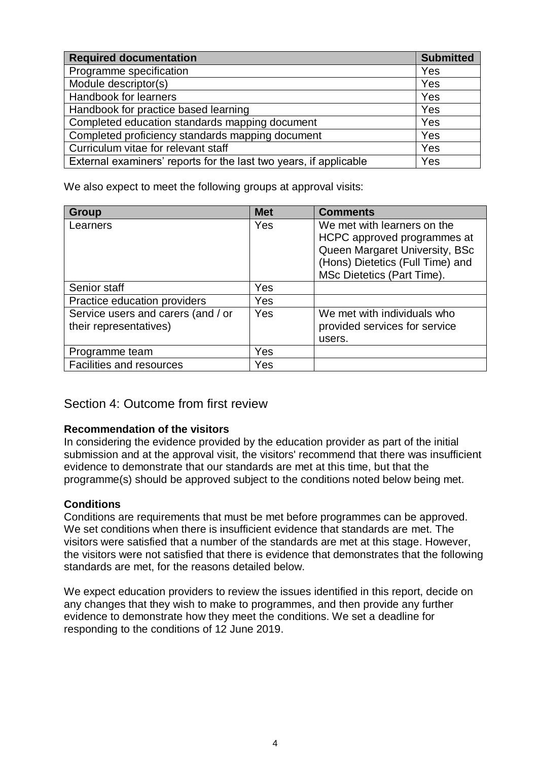| Required documentation | Submitted |
| --- | --- |
| Programme specification | Yes |
| Module descriptor(s) | Yes |
| Handbook for learners | Yes |
| Handbook for practice based learning | Yes |
| Completed education standards mapping document | Yes |
| Completed proficiency standards mapping document | Yes |
| Curriculum vitae for relevant staff | Yes |
| External examiners' reports for the last two years, if applicable | Yes |

We also expect to meet the following groups at approval visits:

| Group | Met | Comments |
| --- | --- | --- |
| Learners | Yes | We met with learners on the HCPC approved programmes at Queen Margaret University, BSc (Hons) Dietetics (Full Time) and MSc Dietetics (Part Time). |
| Senior staff | Yes | |
| Practice education providers | Yes | |
| Service users and carers (and / or their representatives) | Yes | We met with individuals who provided services for service users. |
| Programme team | Yes | |
| Facilities and resources | Yes | |

## Section 4: Outcome from first review

**Recommendation of the visitors**

In considering the evidence provided by the education provider as part of the initial submission and at the approval visit, the visitors' recommend that there was insufficient evidence to demonstrate that our standards are met at this time, but that the programme(s) should be approved subject to the conditions noted below being met.

**Conditions**

Conditions are requirements that must be met before programmes can be approved. We set conditions when there is insufficient evidence that standards are met. The visitors were satisfied that a number of the standards are met at this stage. However, the visitors were not satisfied that there is evidence that demonstrates that the following standards are met, for the reasons detailed below.

We expect education providers to review the issues identified in this report, decide on any changes that they wish to make to programmes, and then provide any further evidence to demonstrate how they meet the conditions. We set a deadline for responding to the conditions of 12 June 2019.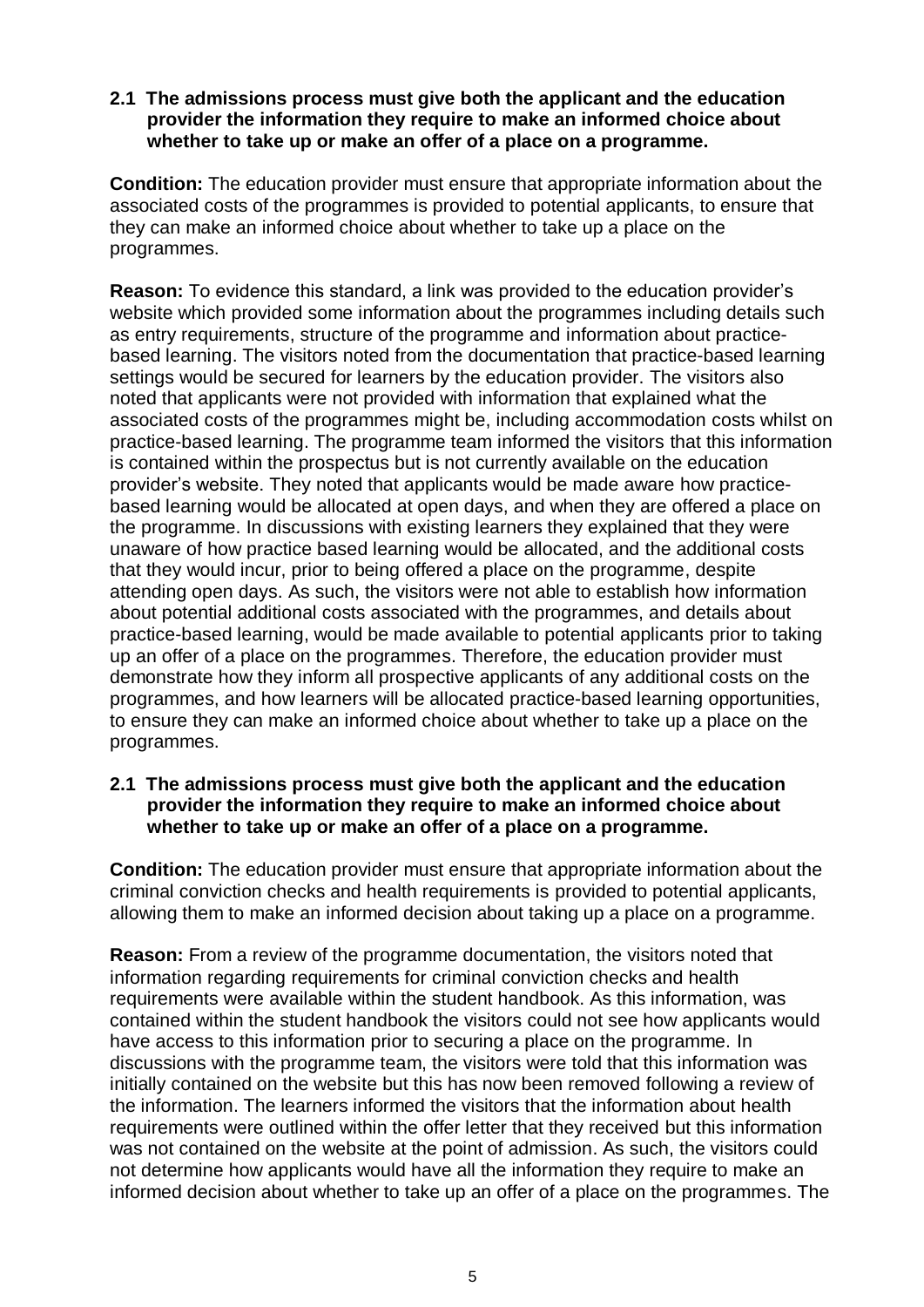**2.1 The admissions process must give both the applicant and the education provider the information they require to make an informed choice about whether to take up or make an offer of a place on a programme.**

**Condition:** The education provider must ensure that appropriate information about the associated costs of the programmes is provided to potential applicants, to ensure that they can make an informed choice about whether to take up a place on the programmes.

**Reason:** To evidence this standard, a link was provided to the education provider's website which provided some information about the programmes including details such as entry requirements, structure of the programme and information about practice-based learning. The visitors noted from the documentation that practice-based learning settings would be secured for learners by the education provider. The visitors also noted that applicants were not provided with information that explained what the associated costs of the programmes might be, including accommodation costs whilst on practice-based learning. The programme team informed the visitors that this information is contained within the prospectus but is not currently available on the education provider's website. They noted that applicants would be made aware how practice-based learning would be allocated at open days, and when they are offered a place on the programme. In discussions with existing learners they explained that they were unaware of how practice based learning would be allocated, and the additional costs that they would incur, prior to being offered a place on the programme, despite attending open days. As such, the visitors were not able to establish how information about potential additional costs associated with the programmes, and details about practice-based learning, would be made available to potential applicants prior to taking up an offer of a place on the programmes. Therefore, the education provider must demonstrate how they inform all prospective applicants of any additional costs on the programmes, and how learners will be allocated practice-based learning opportunities, to ensure they can make an informed choice about whether to take up a place on the programmes.

**2.1 The admissions process must give both the applicant and the education provider the information they require to make an informed choice about whether to take up or make an offer of a place on a programme.**

**Condition:** The education provider must ensure that appropriate information about the criminal conviction checks and health requirements is provided to potential applicants, allowing them to make an informed decision about taking up a place on a programme.

**Reason:** From a review of the programme documentation, the visitors noted that information regarding requirements for criminal conviction checks and health requirements were available within the student handbook. As this information, was contained within the student handbook the visitors could not see how applicants would have access to this information prior to securing a place on the programme. In discussions with the programme team, the visitors were told that this information was initially contained on the website but this has now been removed following a review of the information. The learners informed the visitors that the information about health requirements were outlined within the offer letter that they received but this information was not contained on the website at the point of admission. As such, the visitors could not determine how applicants would have all the information they require to make an informed decision about whether to take up an offer of a place on the programmes. The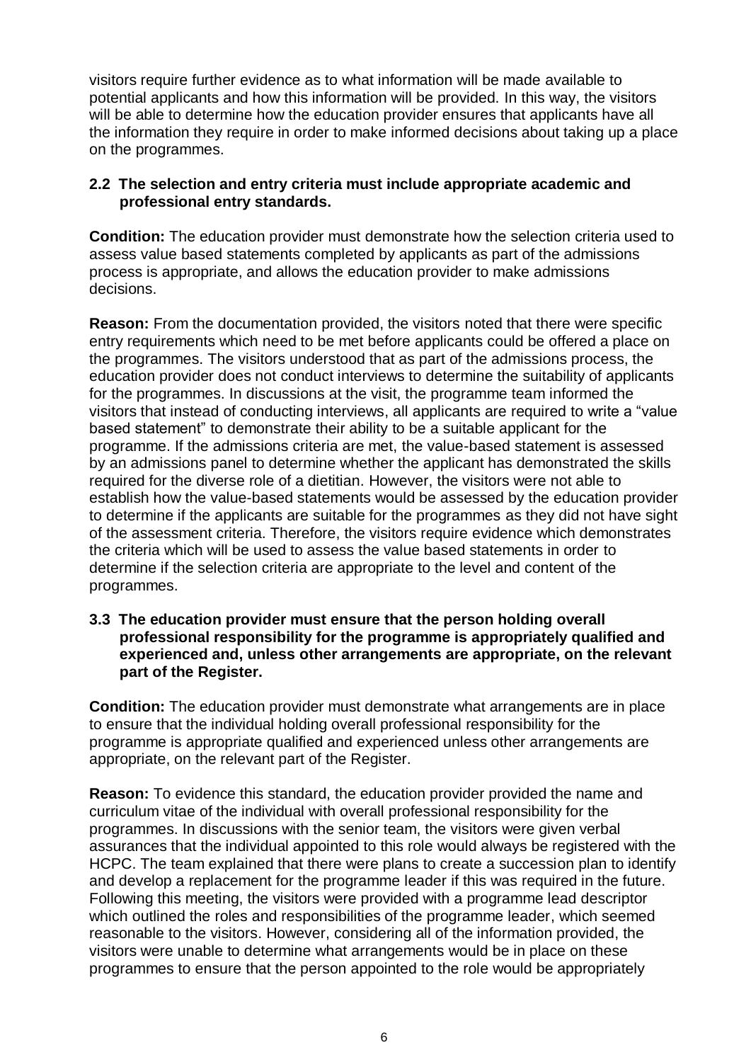visitors require further evidence as to what information will be made available to potential applicants and how this information will be provided. In this way, the visitors will be able to determine how the education provider ensures that applicants have all the information they require in order to make informed decisions about taking up a place on the programmes.

**2.2 The selection and entry criteria must include appropriate academic and professional entry standards.**

**Condition:** The education provider must demonstrate how the selection criteria used to assess value based statements completed by applicants as part of the admissions process is appropriate, and allows the education provider to make admissions decisions.

**Reason:** From the documentation provided, the visitors noted that there were specific entry requirements which need to be met before applicants could be offered a place on the programmes. The visitors understood that as part of the admissions process, the education provider does not conduct interviews to determine the suitability of applicants for the programmes. In discussions at the visit, the programme team informed the visitors that instead of conducting interviews, all applicants are required to write a "value based statement" to demonstrate their ability to be a suitable applicant for the programme. If the admissions criteria are met, the value-based statement is assessed by an admissions panel to determine whether the applicant has demonstrated the skills required for the diverse role of a dietitian. However, the visitors were not able to establish how the value-based statements would be assessed by the education provider to determine if the applicants are suitable for the programmes as they did not have sight of the assessment criteria. Therefore, the visitors require evidence which demonstrates the criteria which will be used to assess the value based statements in order to determine if the selection criteria are appropriate to the level and content of the programmes.

**3.3 The education provider must ensure that the person holding overall professional responsibility for the programme is appropriately qualified and experienced and, unless other arrangements are appropriate, on the relevant part of the Register.**

**Condition:** The education provider must demonstrate what arrangements are in place to ensure that the individual holding overall professional responsibility for the programme is appropriate qualified and experienced unless other arrangements are appropriate, on the relevant part of the Register.

**Reason:** To evidence this standard, the education provider provided the name and curriculum vitae of the individual with overall professional responsibility for the programmes. In discussions with the senior team, the visitors were given verbal assurances that the individual appointed to this role would always be registered with the HCPC. The team explained that there were plans to create a succession plan to identify and develop a replacement for the programme leader if this was required in the future. Following this meeting, the visitors were provided with a programme lead descriptor which outlined the roles and responsibilities of the programme leader, which seemed reasonable to the visitors. However, considering all of the information provided, the visitors were unable to determine what arrangements would be in place on these programmes to ensure that the person appointed to the role would be appropriately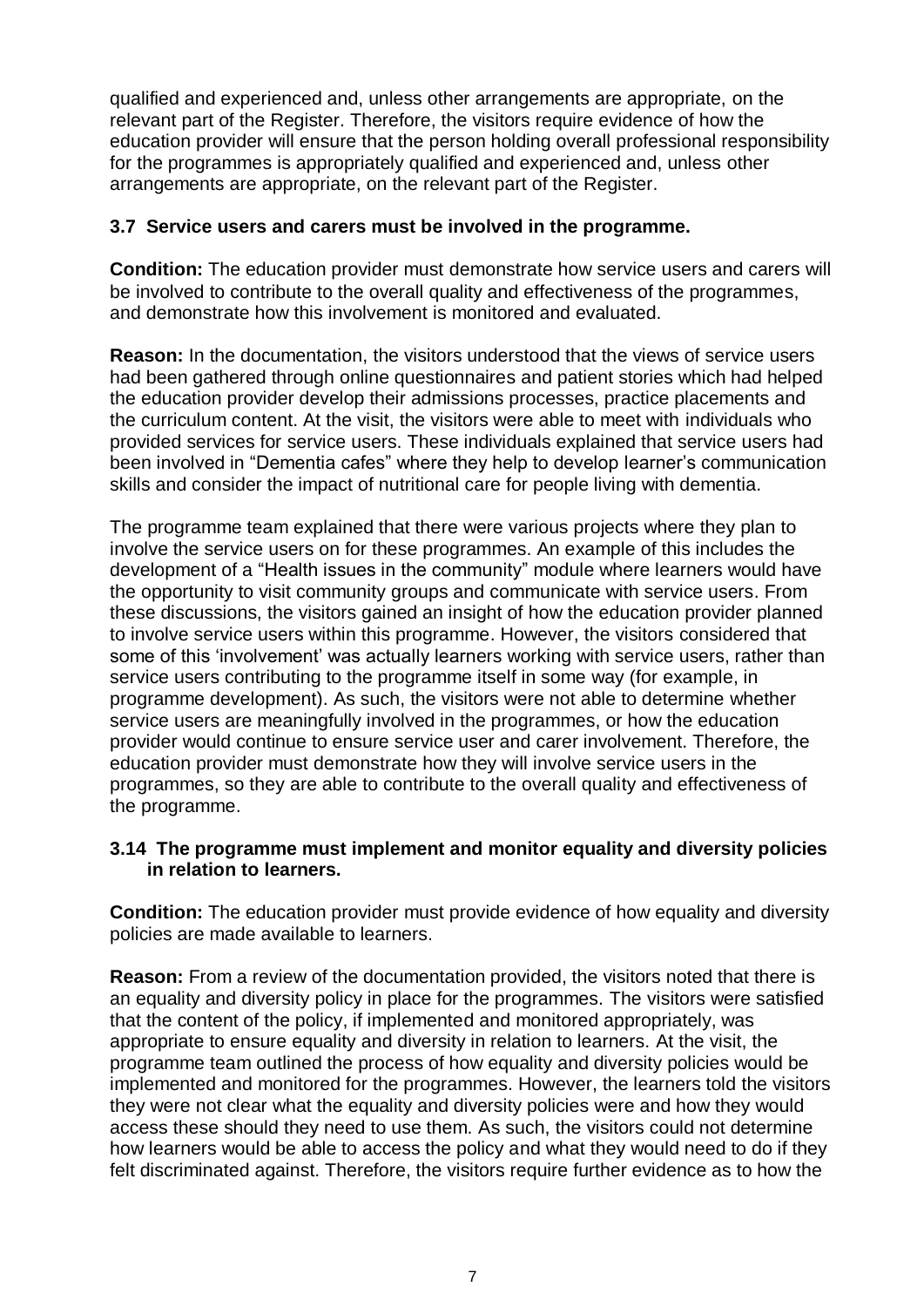qualified and experienced and, unless other arrangements are appropriate, on the relevant part of the Register. Therefore, the visitors require evidence of how the education provider will ensure that the person holding overall professional responsibility for the programmes is appropriately qualified and experienced and, unless other arrangements are appropriate, on the relevant part of the Register.

### 3.7 Service users and carers must be involved in the programme.

**Condition:** The education provider must demonstrate how service users and carers will be involved to contribute to the overall quality and effectiveness of the programmes, and demonstrate how this involvement is monitored and evaluated.

**Reason:** In the documentation, the visitors understood that the views of service users had been gathered through online questionnaires and patient stories which had helped the education provider develop their admissions processes, practice placements and the curriculum content. At the visit, the visitors were able to meet with individuals who provided services for service users. These individuals explained that service users had been involved in "Dementia cafes" where they help to develop learner's communication skills and consider the impact of nutritional care for people living with dementia.

The programme team explained that there were various projects where they plan to involve the service users on for these programmes. An example of this includes the development of a "Health issues in the community" module where learners would have the opportunity to visit community groups and communicate with service users. From these discussions, the visitors gained an insight of how the education provider planned to involve service users within this programme. However, the visitors considered that some of this 'involvement' was actually learners working with service users, rather than service users contributing to the programme itself in some way (for example, in programme development). As such, the visitors were not able to determine whether service users are meaningfully involved in the programmes, or how the education provider would continue to ensure service user and carer involvement. Therefore, the education provider must demonstrate how they will involve service users in the programmes, so they are able to contribute to the overall quality and effectiveness of the programme.

### 3.14 The programme must implement and monitor equality and diversity policies in relation to learners.

**Condition:** The education provider must provide evidence of how equality and diversity policies are made available to learners.

**Reason:** From a review of the documentation provided, the visitors noted that there is an equality and diversity policy in place for the programmes. The visitors were satisfied that the content of the policy, if implemented and monitored appropriately, was appropriate to ensure equality and diversity in relation to learners. At the visit, the programme team outlined the process of how equality and diversity policies would be implemented and monitored for the programmes. However, the learners told the visitors they were not clear what the equality and diversity policies were and how they would access these should they need to use them. As such, the visitors could not determine how learners would be able to access the policy and what they would need to do if they felt discriminated against. Therefore, the visitors require further evidence as to how the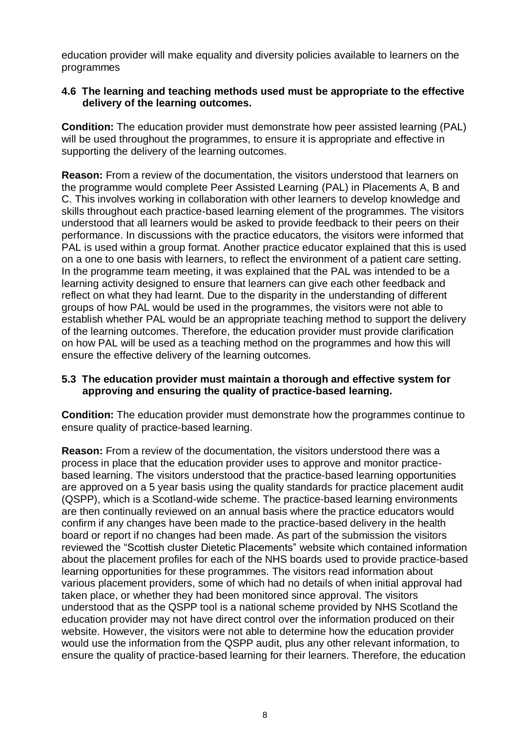education provider will make equality and diversity policies available to learners on the programmes

**4.6 The learning and teaching methods used must be appropriate to the effective delivery of the learning outcomes.**

**Condition:** The education provider must demonstrate how peer assisted learning (PAL) will be used throughout the programmes, to ensure it is appropriate and effective in supporting the delivery of the learning outcomes.

**Reason:** From a review of the documentation, the visitors understood that learners on the programme would complete Peer Assisted Learning (PAL) in Placements A, B and C. This involves working in collaboration with other learners to develop knowledge and skills throughout each practice-based learning element of the programmes. The visitors understood that all learners would be asked to provide feedback to their peers on their performance. In discussions with the practice educators, the visitors were informed that PAL is used within a group format. Another practice educator explained that this is used on a one to one basis with learners, to reflect the environment of a patient care setting. In the programme team meeting, it was explained that the PAL was intended to be a learning activity designed to ensure that learners can give each other feedback and reflect on what they had learnt. Due to the disparity in the understanding of different groups of how PAL would be used in the programmes, the visitors were not able to establish whether PAL would be an appropriate teaching method to support the delivery of the learning outcomes. Therefore, the education provider must provide clarification on how PAL will be used as a teaching method on the programmes and how this will ensure the effective delivery of the learning outcomes.

**5.3 The education provider must maintain a thorough and effective system for approving and ensuring the quality of practice-based learning.**

**Condition:** The education provider must demonstrate how the programmes continue to ensure quality of practice-based learning.

**Reason:** From a review of the documentation, the visitors understood there was a process in place that the education provider uses to approve and monitor practice-based learning. The visitors understood that the practice-based learning opportunities are approved on a 5 year basis using the quality standards for practice placement audit (QSPP), which is a Scotland-wide scheme. The practice-based learning environments are then continually reviewed on an annual basis where the practice educators would confirm if any changes have been made to the practice-based delivery in the health board or report if no changes had been made. As part of the submission the visitors reviewed the "Scottish cluster Dietetic Placements" website which contained information about the placement profiles for each of the NHS boards used to provide practice-based learning opportunities for these programmes. The visitors read information about various placement providers, some of which had no details of when initial approval had taken place, or whether they had been monitored since approval. The visitors understood that as the QSPP tool is a national scheme provided by NHS Scotland the education provider may not have direct control over the information produced on their website. However, the visitors were not able to determine how the education provider would use the information from the QSPP audit, plus any other relevant information, to ensure the quality of practice-based learning for their learners. Therefore, the education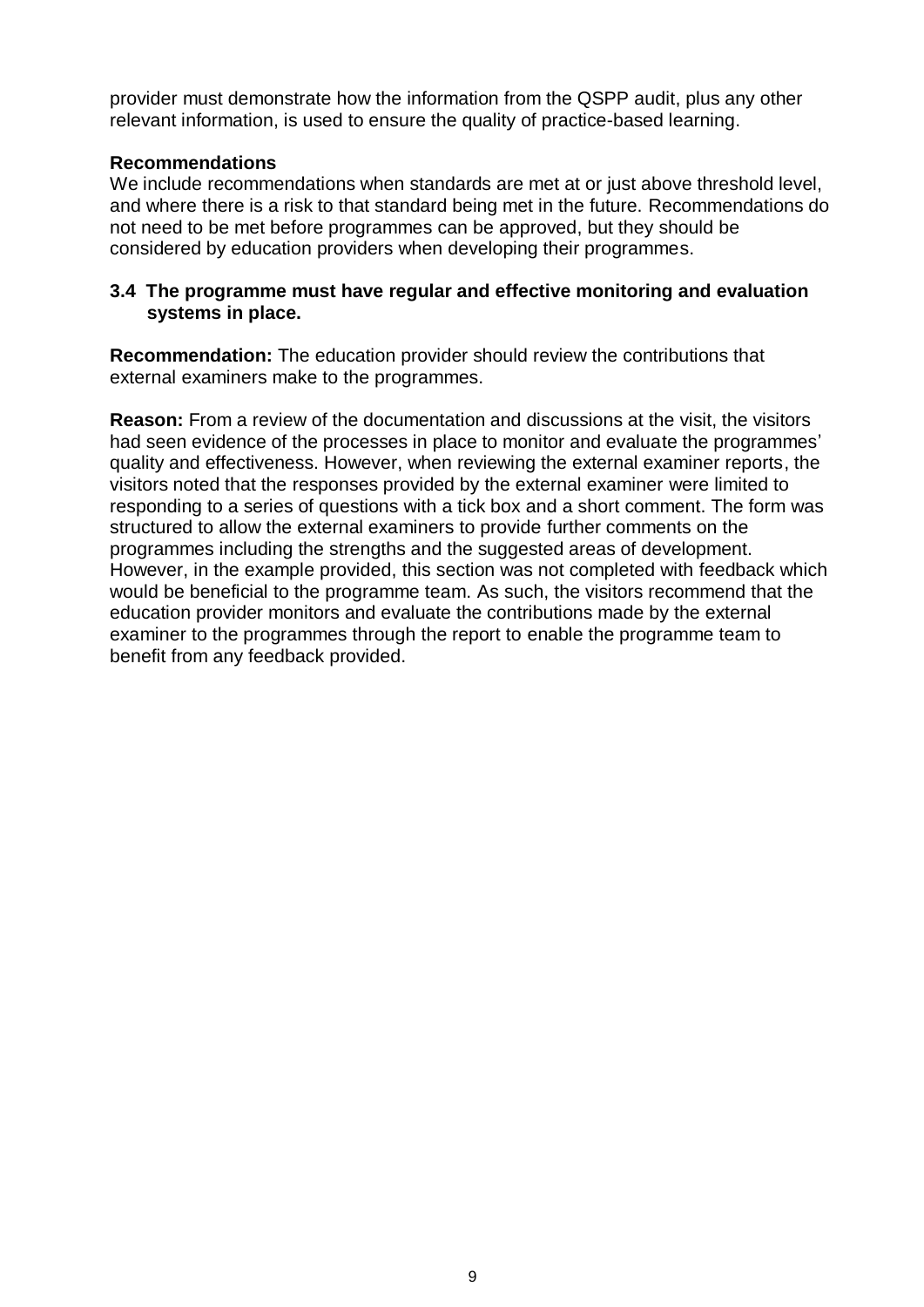provider must demonstrate how the information from the QSPP audit, plus any other relevant information, is used to ensure the quality of practice-based learning.

**Recommendations**

We include recommendations when standards are met at or just above threshold level, and where there is a risk to that standard being met in the future. Recommendations do not need to be met before programmes can be approved, but they should be considered by education providers when developing their programmes.

**3.4 The programme must have regular and effective monitoring and evaluation systems in place.**

**Recommendation:** The education provider should review the contributions that external examiners make to the programmes.

**Reason:** From a review of the documentation and discussions at the visit, the visitors had seen evidence of the processes in place to monitor and evaluate the programmes' quality and effectiveness. However, when reviewing the external examiner reports, the visitors noted that the responses provided by the external examiner were limited to responding to a series of questions with a tick box and a short comment. The form was structured to allow the external examiners to provide further comments on the programmes including the strengths and the suggested areas of development. However, in the example provided, this section was not completed with feedback which would be beneficial to the programme team. As such, the visitors recommend that the education provider monitors and evaluate the contributions made by the external examiner to the programmes through the report to enable the programme team to benefit from any feedback provided.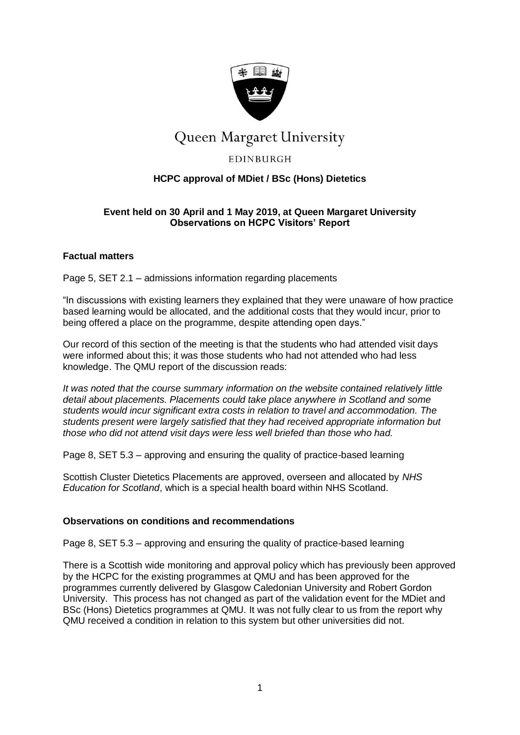Queen Margaret University

EDINBURGH

**HCPC approval of MDiet / BSc (Hons) Dietetics**

**Event held on 30 April and 1 May 2019, at Queen Margaret University**
**Observations on HCPC Visitors' Report**

**Factual matters**

Page 5, SET 2.1 – admissions information regarding placements

"In discussions with existing learners they explained that they were unaware of how practice based learning would be allocated, and the additional costs that they would incur, prior to being offered a place on the programme, despite attending open days."

Our record of this section of the meeting is that the students who had attended visit days were informed about this; it was those students who had not attended who had less knowledge. The QMU report of the discussion reads:

*It was noted that the course summary information on the website contained relatively little detail about placements. Placements could take place anywhere in Scotland and some students would incur significant extra costs in relation to travel and accommodation. The students present were largely satisfied that they had received appropriate information but those who did not attend visit days were less well briefed than those who had.*

Page 8, SET 5.3 – approving and ensuring the quality of practice-based learning

Scottish Cluster Dietetics Placements are approved, overseen and allocated by *NHS Education for Scotland*, which is a special health board within NHS Scotland.

**Observations on conditions and recommendations**

Page 8, SET 5.3 – approving and ensuring the quality of practice-based learning

There is a Scottish wide monitoring and approval policy which has previously been approved by the HCPC for the existing programmes at QMU and has been approved for the programmes currently delivered by Glasgow Caledonian University and Robert Gordon University. This process has not changed as part of the validation event for the MDiet and BSc (Hons) Dietetics programmes at QMU. It was not fully clear to us from the report why QMU received a condition in relation to this system but other universities did not.